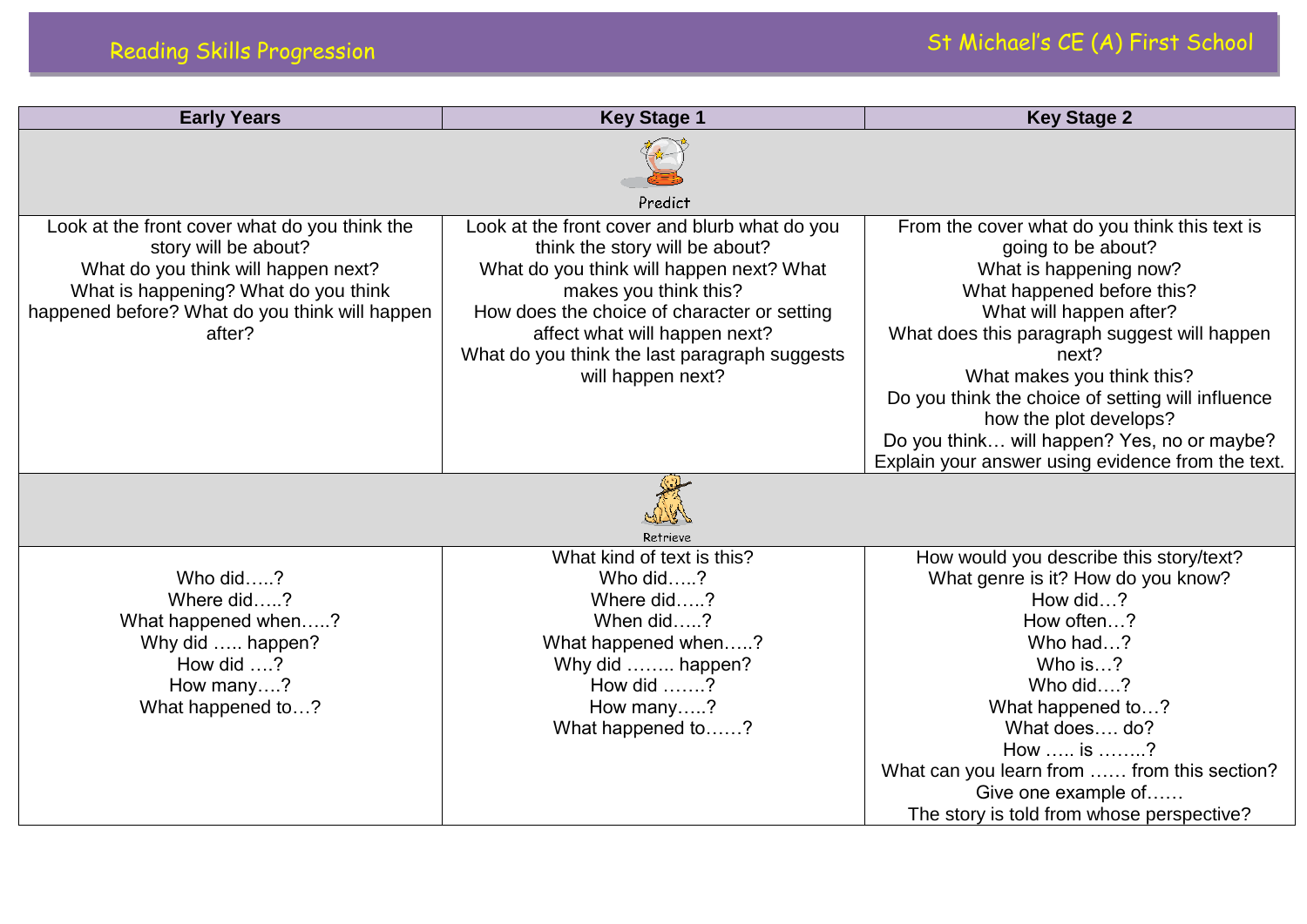# Reading Skills Progression

## St Michael's CE (A) First School

| Early Years | Key Stage 1 | Key Stage 2 |
|---|---|---|
| **Predict** | | |
| Look at the front cover what do you think the story will be about?<br>What do you think will happen next?<br>What is happening? What do you think happened before? What do you think will happen after? | Look at the front cover and blurb what do you think the story will be about?<br>What do you think will happen next? What makes you think this?<br>How does the choice of character or setting affect what will happen next?<br>What do you think the last paragraph suggests will happen next? | From the cover what do you think this text is going to be about?<br>What is happening now?<br>What happened before this?<br>What will happen after?<br>What does this paragraph suggest will happen next?<br>What makes you think this?<br>Do you think the choice of setting will influence how the plot develops?<br>Do you think… will happen? Yes, no or maybe? Explain your answer using evidence from the text. |
| **Retrieve** | | |
| Who did…..?<br>Where did…..?<br>What happened when…..?<br>Why did ….. happen?<br>How did ….?<br>How many….?<br>What happened to…? | What kind of text is this?<br>Who did…..?<br>Where did…..?<br>When did…..?<br>What happened when…..?<br>Why did …….. happen?<br>How did …….?<br>How many…..?<br>What happened to……? | How would you describe this story/text?<br>What genre is it? How do you know?<br>How did…?<br>How often…?<br>Who had…?<br>Who is…?<br>Who did….?<br>What happened to…?<br>What does…. do?<br>How ….. is ……..?<br>What can you learn from …… from this section?<br>Give one example of……<br>The story is told from whose perspective? |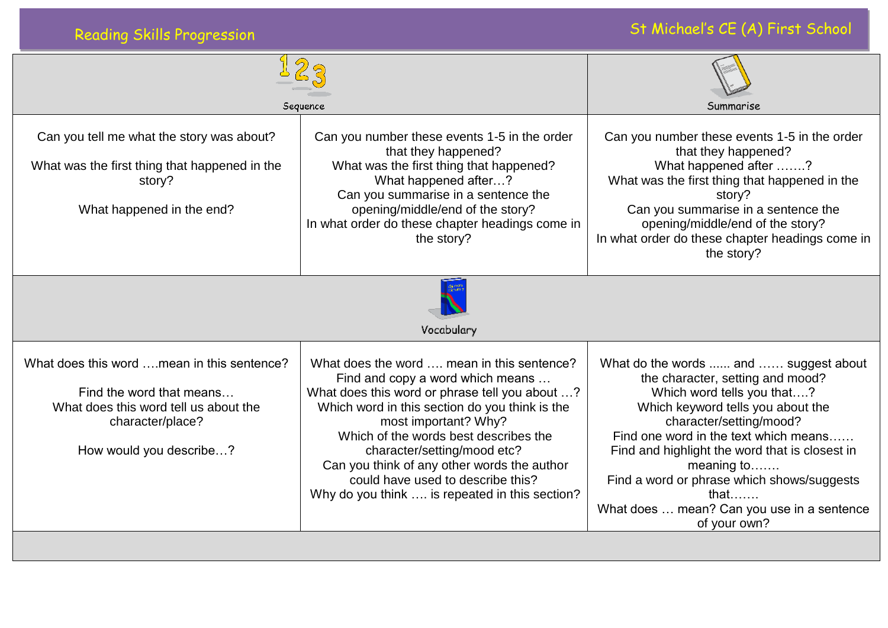Reading Skills Progression

St Michael's CE (A) First School

| Sequence | | Summarise |
|---|---|---|
| Can you tell me what the story was about?<br><br>What was the first thing that happened in the story?<br><br>What happened in the end? | Can you number these events 1-5 in the order that they happened?<br>What was the first thing that happened?<br>What happened after…?<br>Can you summarise in a sentence the opening/middle/end of the story?<br>In what order do these chapter headings come in the story? | Can you number these events 1-5 in the order that they happened?<br>What happened after …….?<br>What was the first thing that happened in the story?<br>Can you summarise in a sentence the opening/middle/end of the story?<br>In what order do these chapter headings come in the story? |
| **Vocabulary** | | |
| What does this word ….mean in this sentence?<br><br>Find the word that means…<br>What does this word tell us about the character/place?<br><br>How would you describe…? | What does the word …. mean in this sentence?<br>Find and copy a word which means …<br>What does this word or phrase tell you about …?<br>Which word in this section do you think is the most important? Why?<br>Which of the words best describes the character/setting/mood etc?<br>Can you think of any other words the author could have used to describe this?<br>Why do you think …. is repeated in this section? | What do the words ...... and …… suggest about the character, setting and mood?<br>Which word tells you that….?<br>Which keyword tells you about the character/setting/mood?<br>Find one word in the text which means……<br>Find and highlight the word that is closest in meaning to…….<br>Find a word or phrase which shows/suggests that…….<br>What does … mean? Can you use in a sentence of your own? |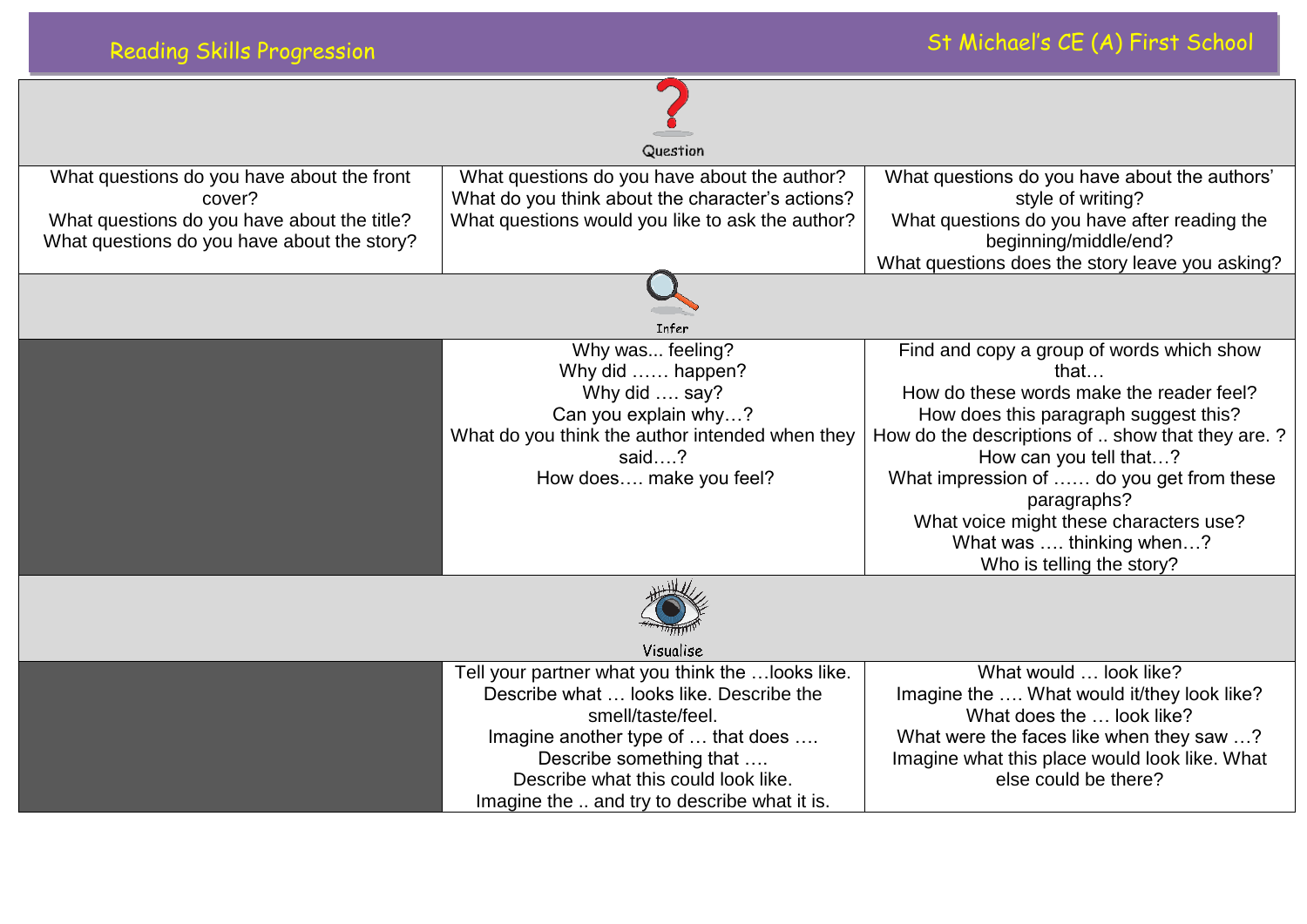Reading Skills Progression — St Michael's CE (A) First School

| Question | | |
|---|---|---|
| What questions do you have about the front cover?<br>What questions do you have about the title?<br>What questions do you have about the story? | What questions do you have about the author?<br>What do you think about the character's actions?<br>What questions would you like to ask the author? | What questions do you have about the authors' style of writing?<br>What questions do you have after reading the beginning/middle/end?<br>What questions does the story leave you asking? |
| **Infer** | | |
| | Why was... feeling?<br>Why did …… happen?<br>Why did …. say?<br>Can you explain why…?<br>What do you think the author intended when they said….?<br>How does…. make you feel? | Find and copy a group of words which show that…<br>How do these words make the reader feel?<br>How does this paragraph suggest this?<br>How do the descriptions of .. show that they are. ?<br>How can you tell that…?<br>What impression of …… do you get from these paragraphs?<br>What voice might these characters use?<br>What was …. thinking when…?<br>Who is telling the story? |
| **Visualise** | | |
| | Tell your partner what you think the …looks like.<br>Describe what … looks like. Describe the smell/taste/feel.<br>Imagine another type of … that does ….<br>Describe something that ….<br>Describe what this could look like.<br>Imagine the .. and try to describe what it is. | What would … look like?<br>Imagine the …. What would it/they look like?<br>What does the … look like?<br>What were the faces like when they saw …?<br>Imagine what this place would look like. What else could be there? |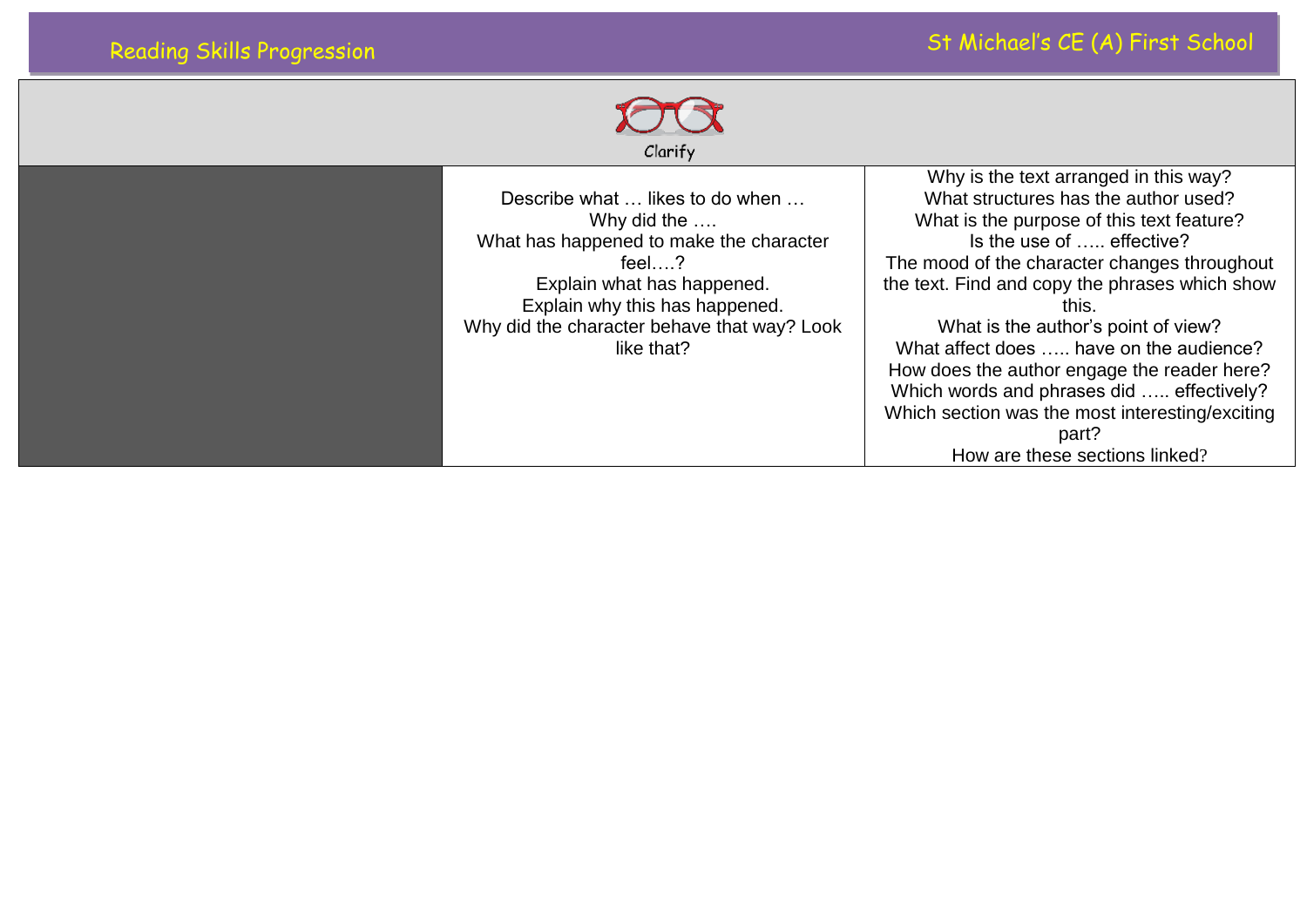| Clarify | | |
| --- | --- | --- |
| | Describe what … likes to do when …<br>Why did the ….<br>What has happened to make the character feel….?<br>Explain what has happened.<br>Explain why this has happened.<br>Why did the character behave that way? Look like that? | Why is the text arranged in this way?<br>What structures has the author used?<br>What is the purpose of this text feature?<br>Is the use of ….. effective?<br>The mood of the character changes throughout the text. Find and copy the phrases which show this.<br>What is the author's point of view?<br>What affect does ….. have on the audience?<br>How does the author engage the reader here?<br>Which words and phrases did ….. effectively?<br>Which section was the most interesting/exciting part?<br>How are these sections linked? |